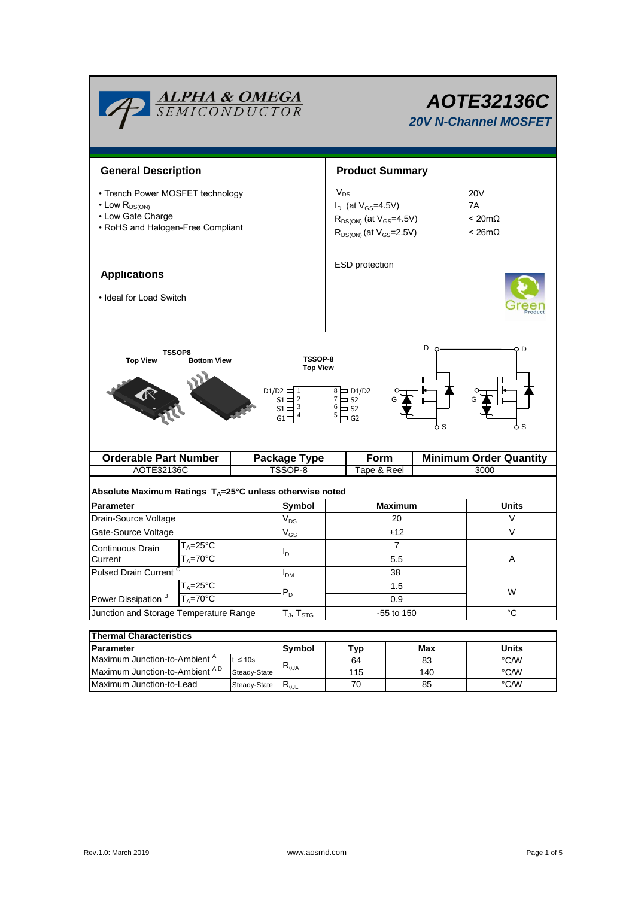# AOTE32136C

## 20V N-Channel MOSFET

## General Description

- Trench Power MOSFET technology
- Low $R_{DS(ON)}$
- Low Gate Charge
- RoHS and Halogen-Free Compliant

## Applications

- Ideal for Load Switch

## Product Summary

| | |
|---|---|
| $V_{DS}$ | 20V |
| $I_D$ (at $V_{GS}$=4.5V) | 7A |
| $R_{DS(ON)}$ (at $V_{GS}$=4.5V) | < 20mΩ |
| $R_{DS(ON)}$ (at $V_{GS}$=2.5V) | < 26mΩ |

ESD protection

TSSOP8 Top View Bottom View

TSSOP-8 Top View

D1/D2 1 · S1 2 · S1 3 · G1 4 · 8 D1/D2 · 7 S2 · 6 S2 · 5 G2

| Orderable Part Number | Package Type | Form | Minimum Order Quantity |
|---|---|---|---|
| AOTE32136C | TSSOP-8 | Tape & Reel | 3000 |

**Absolute Maximum Ratings $T_A$=25°C unless otherwise noted**

| Parameter | | Symbol | Maximum | Units |
|---|---|---|---|---|
| Drain-Source Voltage | | $V_{DS}$ | 20 | V |
| Gate-Source Voltage | | $V_{GS}$ | ±12 | V |
| Continuous Drain Current | $T_A$=25°C | $I_D$ | 7 | A |
| | $T_A$=70°C | | 5.5 | |
| Pulsed Drain Current [C] | | $I_{DM}$ | 38 | |
| Power Dissipation [B] | $T_A$=25°C | $P_D$ | 1.5 | W |
| | $T_A$=70°C | | 0.9 | |
| Junction and Storage Temperature Range | | $T_J$, $T_{STG}$ | -55 to 150 | °C |

**Thermal Characteristics**

| Parameter | | Symbol | Typ | Max | Units |
|---|---|---|---|---|---|
| Maximum Junction-to-Ambient [A] | t ≤ 10s | $R_{\theta JA}$ | 64 | 83 | °C/W |
| Maximum Junction-to-Ambient [A D] | Steady-State | | 115 | 140 | °C/W |
| Maximum Junction-to-Lead | Steady-State | $R_{\theta JL}$ | 70 | 85 | °C/W |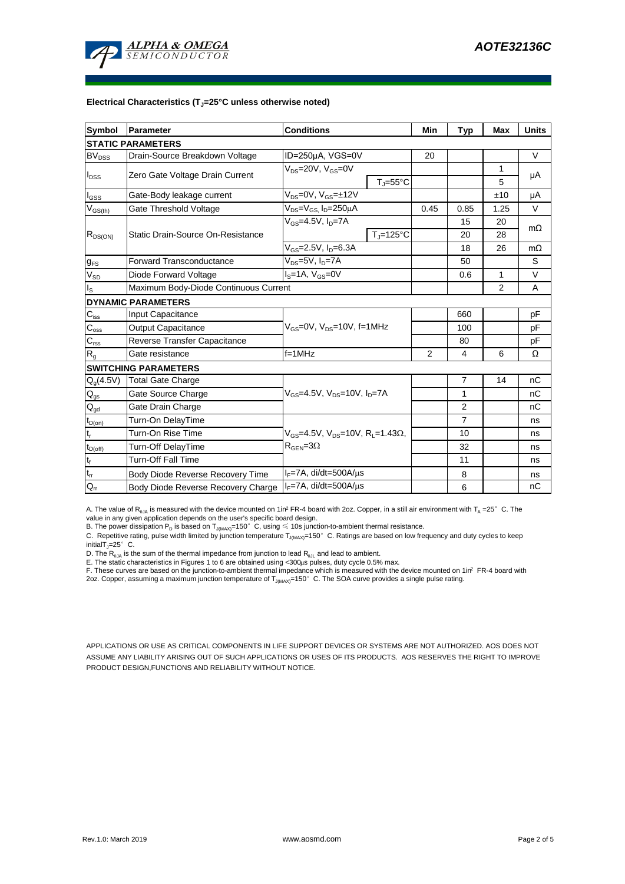**Electrical Characteristics ($T_J$=25°C unless otherwise noted)**

| Symbol | Parameter | Conditions | | Min | Typ | Max | Units |
|---|---|---|---|---|---|---|---|
| **STATIC PARAMETERS** | | | | | | | |
| $BV_{DSS}$ | Drain-Source Breakdown Voltage | ID=250µA, VGS=0V | | 20 | | | V |
| $I_{DSS}$ | Zero Gate Voltage Drain Current | $V_{DS}$=20V, $V_{GS}$=0V | | | | 1 | µA |
| | | | $T_J$=55°C | | | 5 | |
| $I_{GSS}$ | Gate-Body leakage current | $V_{DS}$=0V, $V_{GS}$=±12V | | | | ±10 | µA |
| $V_{GS(th)}$ | Gate Threshold Voltage | $V_{DS}$=$V_{GS}$, $I_D$=250µA | | 0.45 | 0.85 | 1.25 | V |
| $R_{DS(ON)}$ | Static Drain-Source On-Resistance | $V_{GS}$=4.5V, $I_D$=7A | | | 15 | 20 | mΩ |
| | | | $T_J$=125°C | | 20 | 28 | |
| | | $V_{GS}$=2.5V, $I_D$=6.3A | | | 18 | 26 | mΩ |
| $g_{FS}$ | Forward Transconductance | $V_{DS}$=5V, $I_D$=7A | | | 50 | | S |
| $V_{SD}$ | Diode Forward Voltage | $I_S$=1A, $V_{GS}$=0V | | | 0.6 | 1 | V |
| $I_S$ | Maximum Body-Diode Continuous Current | | | | | 2 | A |
| **DYNAMIC PARAMETERS** | | | | | | | |
| $C_{iss}$ | Input Capacitance | $V_{GS}$=0V, $V_{DS}$=10V, f=1MHz | | | 660 | | pF |
| $C_{oss}$ | Output Capacitance | | | | 100 | | pF |
| $C_{rss}$ | Reverse Transfer Capacitance | | | | 80 | | pF |
| $R_g$ | Gate resistance | f=1MHz | | 2 | 4 | 6 | Ω |
| **SWITCHING PARAMETERS** | | | | | | | |
| $Q_g$(4.5V) | Total Gate Charge | $V_{GS}$=4.5V, $V_{DS}$=10V, $I_D$=7A | | | 7 | 14 | nC |
| $Q_{gs}$ | Gate Source Charge | | | | 1 | | nC |
| $Q_{gd}$ | Gate Drain Charge | | | | 2 | | nC |
| $t_{D(on)}$ | Turn-On DelayTime | $V_{GS}$=4.5V, $V_{DS}$=10V, $R_L$=1.43Ω, $R_{GEN}$=3Ω | | | 7 | | ns |
| $t_r$ | Turn-On Rise Time | | | | 10 | | ns |
| $t_{D(off)}$ | Turn-Off DelayTime | | | | 32 | | ns |
| $t_f$ | Turn-Off Fall Time | | | | 11 | | ns |
| $t_{rr}$ | Body Diode Reverse Recovery Time | $I_F$=7A, di/dt=500A/µs | | | 8 | | ns |
| $Q_{rr}$ | Body Diode Reverse Recovery Charge | $I_F$=7A, di/dt=500A/µs | | | 6 | | nC |

A. The value of $R_{\theta JA}$ is measured with the device mounted on 1in² FR-4 board with 2oz. Copper, in a still air environment with $T_A$ =25°C. The value in any given application depends on the user's specific board design.
B. The power dissipation $P_D$ is based on $T_{J(MAX)}$=150°C, using ≤ 10s junction-to-ambient thermal resistance.
C. Repetitive rating, pulse width limited by junction temperature $T_{J(MAX)}$=150°C. Ratings are based on low frequency and duty cycles to keep initial $T_J$=25°C.
D. The $R_{\theta JA}$ is the sum of the thermal impedance from junction to lead $R_{\theta JL}$ and lead to ambient.
E. The static characteristics in Figures 1 to 6 are obtained using <300µs pulses, duty cycle 0.5% max.
F. These curves are based on the junction-to-ambient thermal impedance which is measured with the device mounted on 1in² FR-4 board with 2oz. Copper, assuming a maximum junction temperature of $T_{J(MAX)}$=150°C. The SOA curve provides a single pulse rating.

APPLICATIONS OR USE AS CRITICAL COMPONENTS IN LIFE SUPPORT DEVICES OR SYSTEMS ARE NOT AUTHORIZED. AOS DOES NOT ASSUME ANY LIABILITY ARISING OUT OF SUCH APPLICATIONS OR USES OF ITS PRODUCTS. AOS RESERVES THE RIGHT TO IMPROVE PRODUCT DESIGN,FUNCTIONS AND RELIABILITY WITHOUT NOTICE.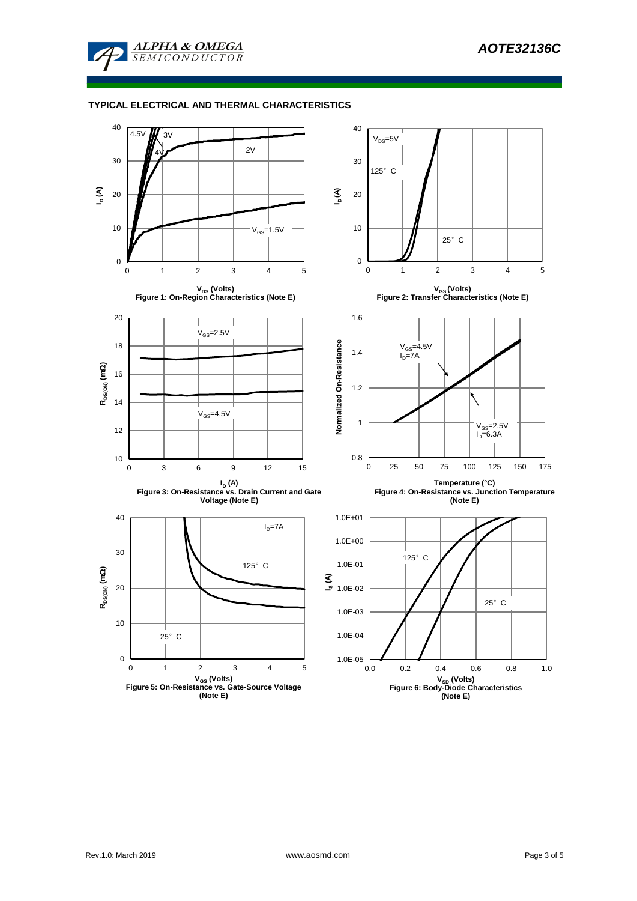## TYPICAL ELECTRICAL AND THERMAL CHARACTERISTICS

$V_{DS}$ (Volts)

Figure 1: On-Region Characteristics (Note E)

$V_{GS}$ (Volts)

Figure 2: Transfer Characteristics (Note E)

$I_D$ (A)

Figure 3: On-Resistance vs. Drain Current and Gate Voltage (Note E)

Temperature (°C)

Figure 4: On-Resistance vs. Junction Temperature (Note E)

$V_{GS}$ (Volts)

Figure 5: On-Resistance vs. Gate-Source Voltage (Note E)

$V_{SD}$ (Volts)

Figure 6: Body-Diode Characteristics (Note E)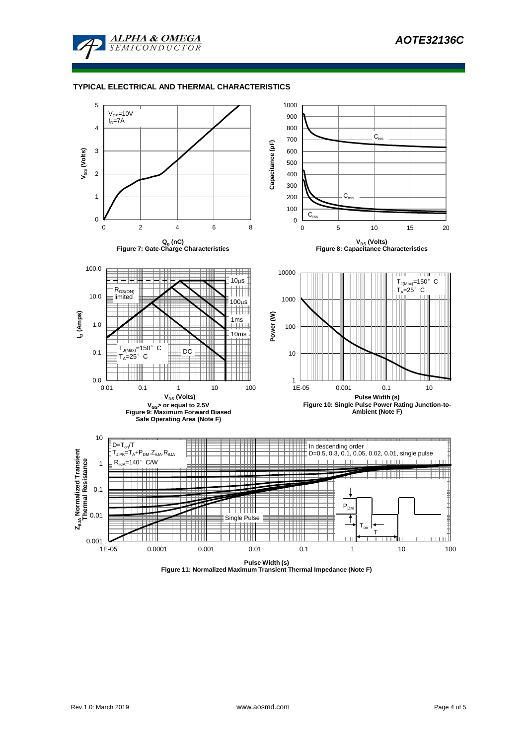## TYPICAL ELECTRICAL AND THERMAL CHARACTERISTICS

**Figure 7: Gate-Charge Characteristics**

**Figure 8: Capacitance Characteristics**

$V_{GS}$> or equal to 2.5V

**Figure 9: Maximum Forward Biased Safe Operating Area (Note F)**

**Figure 10: Single Pulse Power Rating Junction-to-Ambient (Note F)**

**Figure 11: Normalized Maximum Transient Thermal Impedance (Note F)**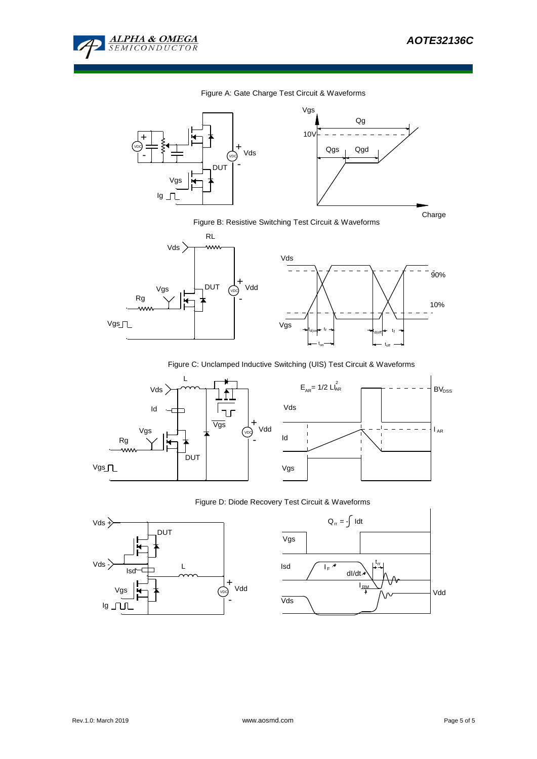Figure A: Gate Charge Test Circuit & Waveforms

Vgs
Qg
10V
Qgs
Qgd
+
VDC
-
VDC
+
Vds
-
DUT
Vgs
Ig
Charge

Figure B: Resistive Switching Test Circuit & Waveforms

RL
Vds
Vgs
DUT
+
VDC
Vdd
-
Rg
Vgs
Vds
90%
10%
Vgs
$t_{d(on)}$ $t_r$
$t_{on}$
$t_{d(off)}$ $t_f$
$t_{off}$

Figure C: Unclamped Inductive Switching (UIS) Test Circuit & Waveforms

L
Vds
Id
Vgs
Rg
Vgs
DUT
Vgs
+
VDC
Vdd
-
$E_{AR} = 1/2\ LI_{AR}^2$
$BV_{DSS}$
Vds
Id
$I_{AR}$
Vgs

Figure D: Diode Recovery Test Circuit & Waveforms

Vds +
DUT
Vds -
Isd
L
Vgs
Ig
+
VDC
Vdd
-
$Q_{rr} = -\int Idt$
Vgs
Isd
$I_F$
dI/dt
$t_{rr}$
$I_{RM}$
Vdd
Vds